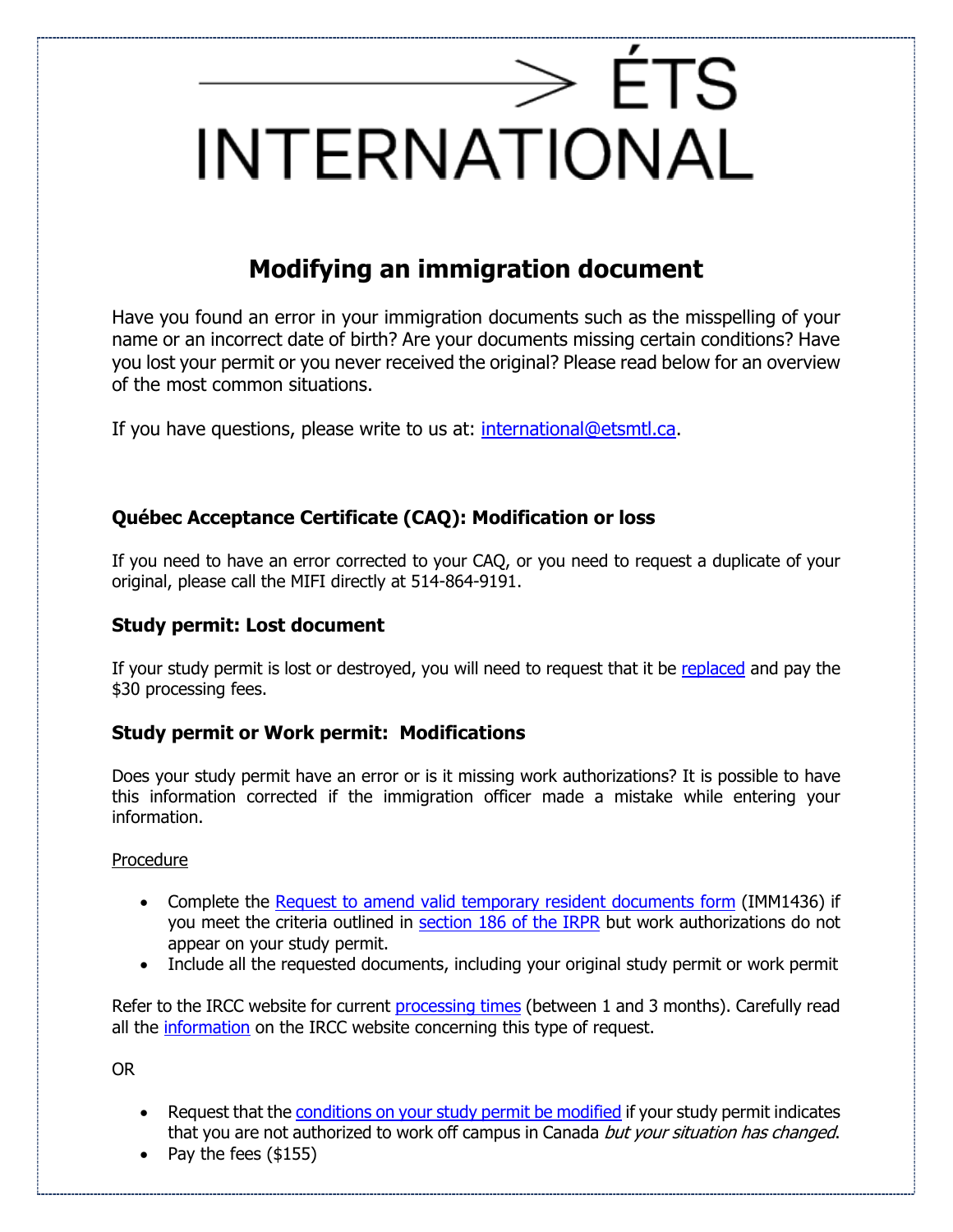# ÉTS INTERNATIONAL

## Modifying an immigration document

Have you found an error in your immigration documents such as the misspelling of your name or an incorrect date of birth? Are your documents missing certain conditions? Have you lost your permit or you never received the original? Please read below for an overview of the most common situations.

If you have questions, please write to us at: international@etsmtl.ca.

### Québec Acceptance Certificate (CAQ): Modification or loss

If you need to have an error corrected to your CAQ, or you need to request a duplicate of your original, please call the MIFI directly at 514-864-9191.

### Study permit: Lost document

If your study permit is lost or destroyed, you will need to request that it be replaced and pay the $30 processing fees.

### Study permit or Work permit: Modifications

Does your study permit have an error or is it missing work authorizations? It is possible to have this information corrected if the immigration officer made a mistake while entering your information.

Procedure

- Complete the Request to amend valid temporary resident documents form (IMM1436) if you meet the criteria outlined in section 186 of the IRPR but work authorizations do not appear on your study permit.
- Include all the requested documents, including your original study permit or work permit

Refer to the IRCC website for current processing times (between 1 and 3 months). Carefully read all the information on the IRCC website concerning this type of request.

OR

- Request that the conditions on your study permit be modified if your study permit indicates that you are not authorized to work off campus in Canada *but your situation has changed*.
- Pay the fees ($155)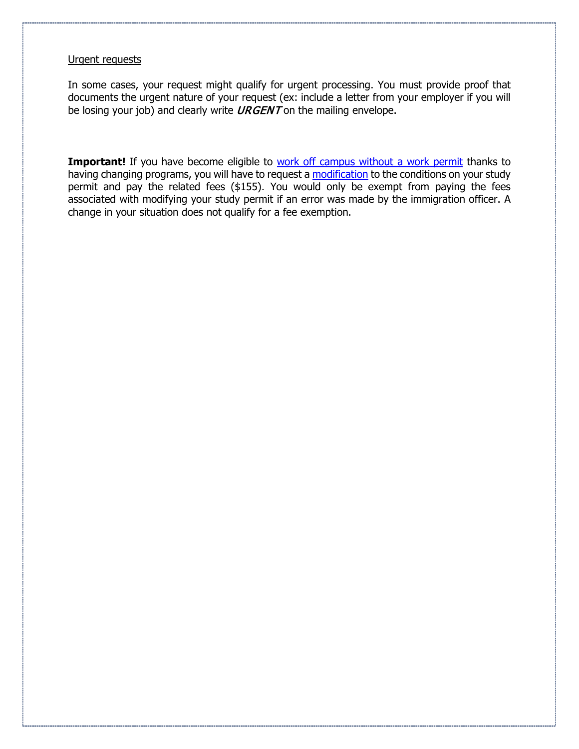Urgent requests

In some cases, your request might qualify for urgent processing. You must provide proof that documents the urgent nature of your request (ex: include a letter from your employer if you will be losing your job) and clearly write ***URGENT*** on the mailing envelope.

**Important!** If you have become eligible to work off campus without a work permit thanks to having changing programs, you will have to request a modification to the conditions on your study permit and pay the related fees ($155). You would only be exempt from paying the fees associated with modifying your study permit if an error was made by the immigration officer. A change in your situation does not qualify for a fee exemption.